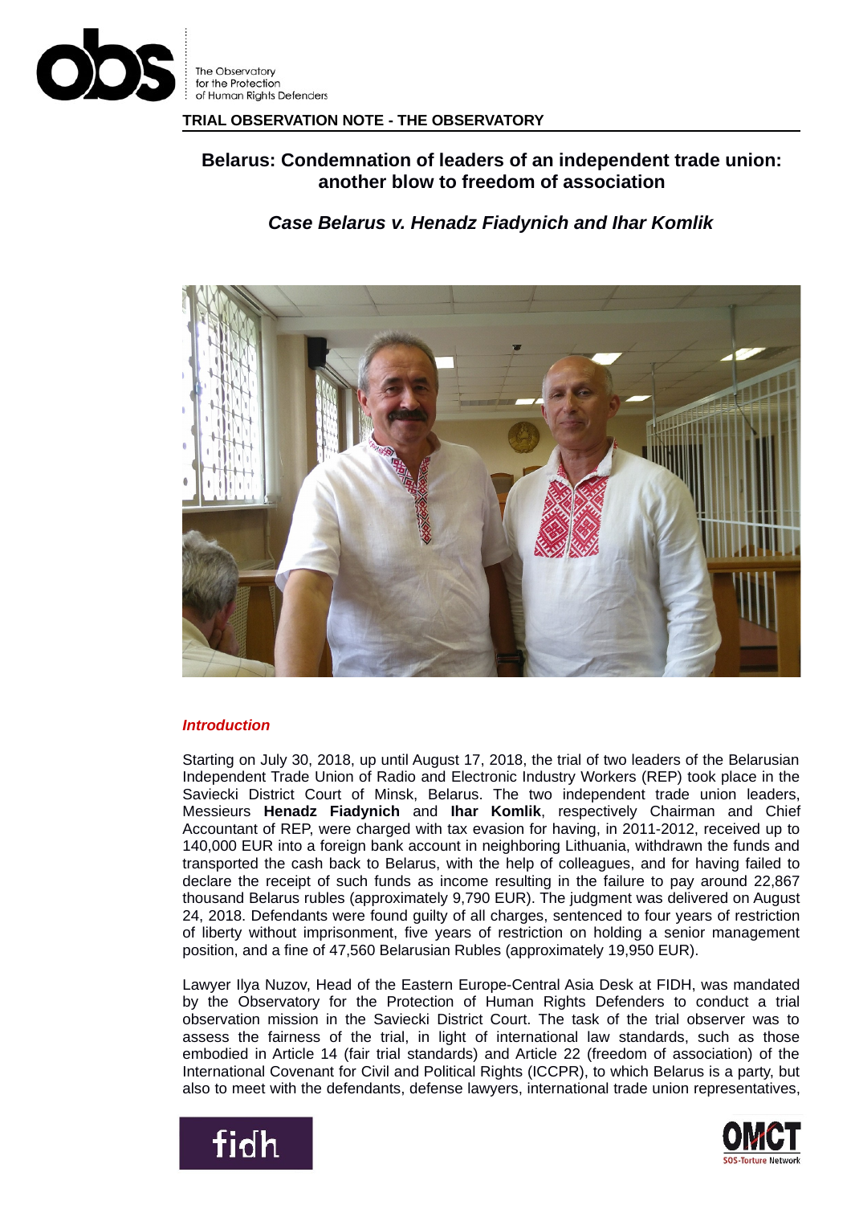TRIAL OBSERVATION NOTE - THE OBSERVATORY

# Belarus: Condemnation of leaders of an independent trade union: another blow to freedom of association

## *Case Belarus v. Henadz Fiadynich and Ihar Komlik*

### *Introduction*

Starting on July 30, 2018, up until August 17, 2018, the trial of two leaders of the Belarusian Independent Trade Union of Radio and Electronic Industry Workers (REP) took place in the Saviecki District Court of Minsk, Belarus. The two independent trade union leaders, Messieurs **Henadz Fiadynich** and **Ihar Komlik**, respectively Chairman and Chief Accountant of REP, were charged with tax evasion for having, in 2011-2012, received up to 140,000 EUR into a foreign bank account in neighboring Lithuania, withdrawn the funds and transported the cash back to Belarus, with the help of colleagues, and for having failed to declare the receipt of such funds as income resulting in the failure to pay around 22,867 thousand Belarus rubles (approximately 9,790 EUR). The judgment was delivered on August 24, 2018. Defendants were found guilty of all charges, sentenced to four years of restriction of liberty without imprisonment, five years of restriction on holding a senior management position, and a fine of 47,560 Belarusian Rubles (approximately 19,950 EUR).

Lawyer Ilya Nuzov, Head of the Eastern Europe-Central Asia Desk at FIDH, was mandated by the Observatory for the Protection of Human Rights Defenders to conduct a trial observation mission in the Saviecki District Court. The task of the trial observer was to assess the fairness of the trial, in light of international law standards, such as those embodied in Article 14 (fair trial standards) and Article 22 (freedom of association) of the International Covenant for Civil and Political Rights (ICCPR), to which Belarus is a party, but also to meet with the defendants, defense lawyers, international trade union representatives,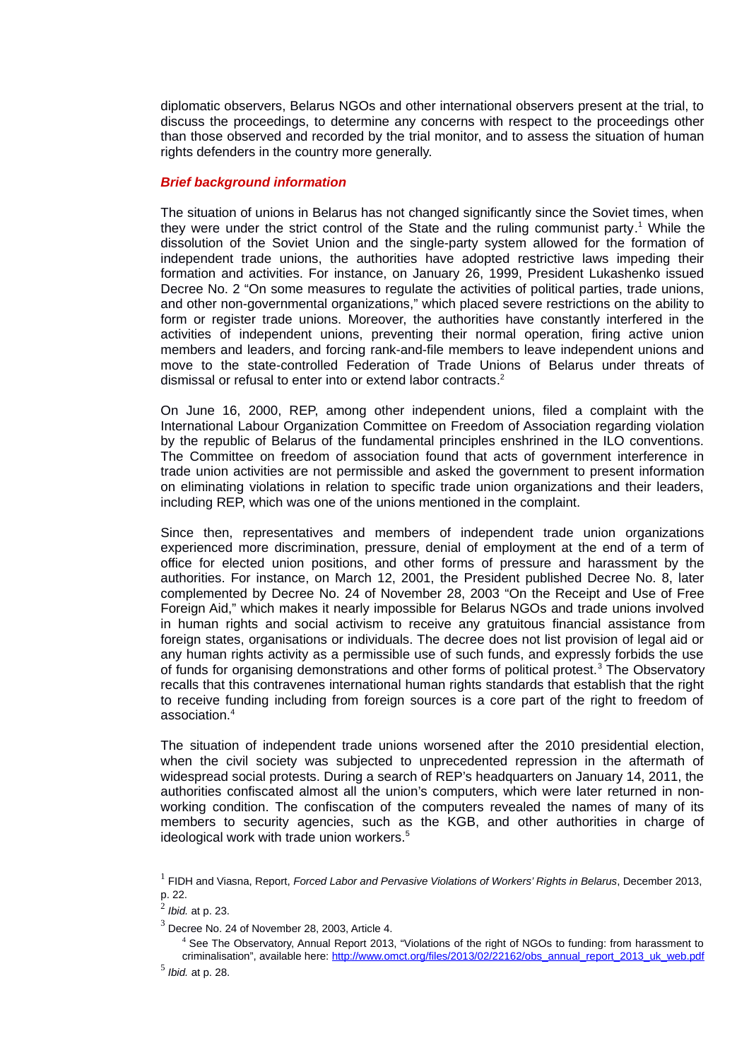diplomatic observers, Belarus NGOs and other international observers present at the trial, to discuss the proceedings, to determine any concerns with respect to the proceedings other than those observed and recorded by the trial monitor, and to assess the situation of human rights defenders in the country more generally.

***Brief background information***

The situation of unions in Belarus has not changed significantly since the Soviet times, when they were under the strict control of the State and the ruling communist party.[1] While the dissolution of the Soviet Union and the single-party system allowed for the formation of independent trade unions, the authorities have adopted restrictive laws impeding their formation and activities. For instance, on January 26, 1999, President Lukashenko issued Decree No. 2 "On some measures to regulate the activities of political parties, trade unions, and other non-governmental organizations," which placed severe restrictions on the ability to form or register trade unions. Moreover, the authorities have constantly interfered in the activities of independent unions, preventing their normal operation, firing active union members and leaders, and forcing rank-and-file members to leave independent unions and move to the state-controlled Federation of Trade Unions of Belarus under threats of dismissal or refusal to enter into or extend labor contracts.[2]

On June 16, 2000, REP, among other independent unions, filed a complaint with the International Labour Organization Committee on Freedom of Association regarding violation by the republic of Belarus of the fundamental principles enshrined in the ILO conventions. The Committee on freedom of association found that acts of government interference in trade union activities are not permissible and asked the government to present information on eliminating violations in relation to specific trade union organizations and their leaders, including REP, which was one of the unions mentioned in the complaint.

Since then, representatives and members of independent trade union organizations experienced more discrimination, pressure, denial of employment at the end of a term of office for elected union positions, and other forms of pressure and harassment by the authorities. For instance, on March 12, 2001, the President published Decree No. 8, later complemented by Decree No. 24 of November 28, 2003 "On the Receipt and Use of Free Foreign Aid," which makes it nearly impossible for Belarus NGOs and trade unions involved in human rights and social activism to receive any gratuitous financial assistance from foreign states, organisations or individuals. The decree does not list provision of legal aid or any human rights activity as a permissible use of such funds, and expressly forbids the use of funds for organising demonstrations and other forms of political protest.[3] The Observatory recalls that this contravenes international human rights standards that establish that the right to receive funding including from foreign sources is a core part of the right to freedom of association.[4]

The situation of independent trade unions worsened after the 2010 presidential election, when the civil society was subjected to unprecedented repression in the aftermath of widespread social protests. During a search of REP's headquarters on January 14, 2011, the authorities confiscated almost all the union's computers, which were later returned in non-working condition. The confiscation of the computers revealed the names of many of its members to security agencies, such as the KGB, and other authorities in charge of ideological work with trade union workers.[5]

[1] FIDH and Viasna, Report, *Forced Labor and Pervasive Violations of Workers' Rights in Belarus*, December 2013, p. 22.

[2] *Ibid.* at p. 23.

[3] Decree No. 24 of November 28, 2003, Article 4.

[4] See The Observatory, Annual Report 2013, "Violations of the right of NGOs to funding: from harassment to criminalisation", available here: http://www.omct.org/files/2013/02/22162/obs_annual_report_2013_uk_web.pdf

[5] *Ibid.* at p. 28.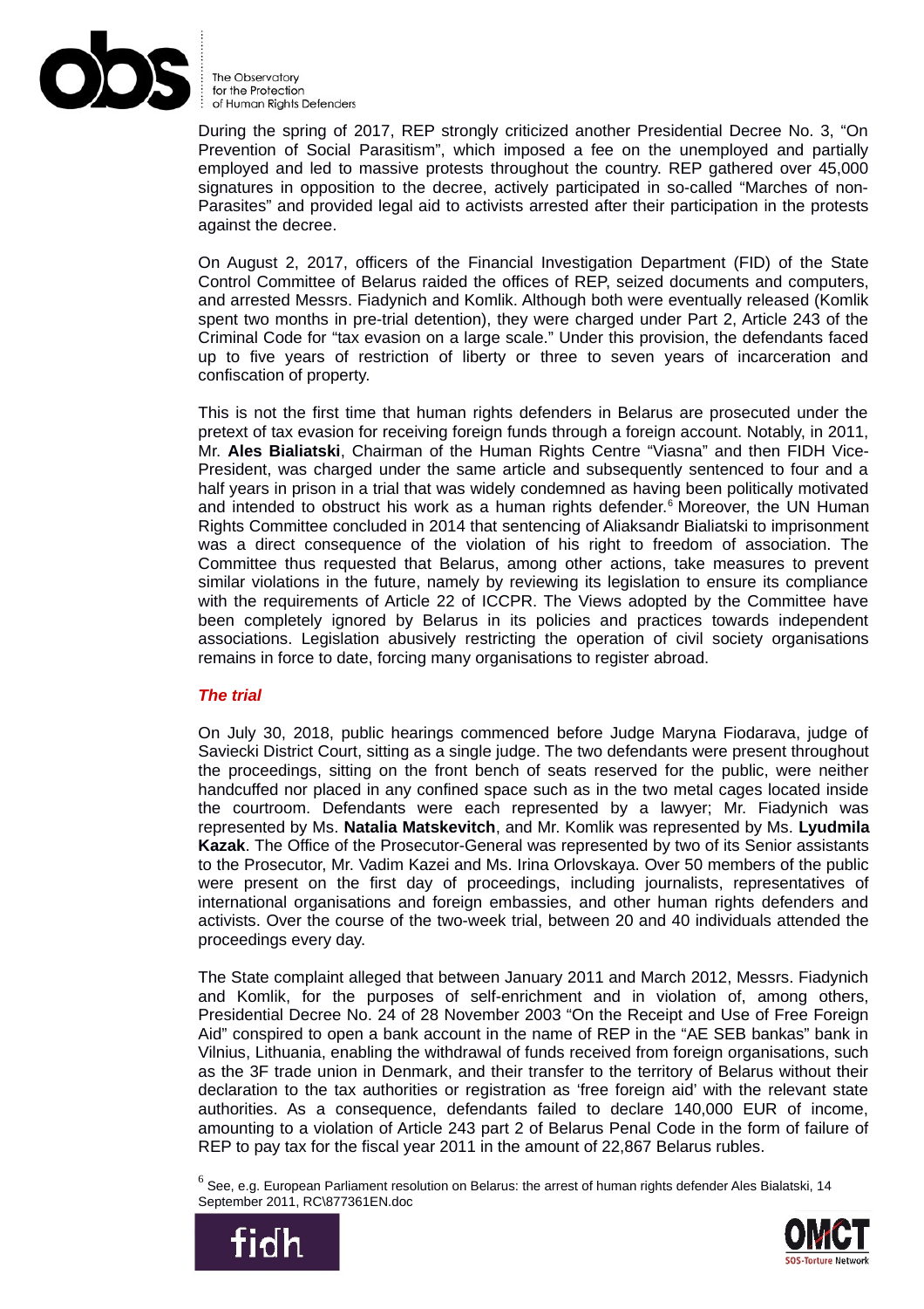During the spring of 2017, REP strongly criticized another Presidential Decree No. 3, "On Prevention of Social Parasitism", which imposed a fee on the unemployed and partially employed and led to massive protests throughout the country. REP gathered over 45,000 signatures in opposition to the decree, actively participated in so-called "Marches of non-Parasites" and provided legal aid to activists arrested after their participation in the protests against the decree.

On August 2, 2017, officers of the Financial Investigation Department (FID) of the State Control Committee of Belarus raided the offices of REP, seized documents and computers, and arrested Messrs. Fiadynich and Komlik. Although both were eventually released (Komlik spent two months in pre-trial detention), they were charged under Part 2, Article 243 of the Criminal Code for "tax evasion on a large scale." Under this provision, the defendants faced up to five years of restriction of liberty or three to seven years of incarceration and confiscation of property.

This is not the first time that human rights defenders in Belarus are prosecuted under the pretext of tax evasion for receiving foreign funds through a foreign account. Notably, in 2011, Mr. **Ales Bialiatski**, Chairman of the Human Rights Centre "Viasna" and then FIDH Vice-President, was charged under the same article and subsequently sentenced to four and a half years in prison in a trial that was widely condemned as having been politically motivated and intended to obstruct his work as a human rights defender.[6] Moreover, the UN Human Rights Committee concluded in 2014 that sentencing of Aliaksandr Bialiatski to imprisonment was a direct consequence of the violation of his right to freedom of association. The Committee thus requested that Belarus, among other actions, take measures to prevent similar violations in the future, namely by reviewing its legislation to ensure its compliance with the requirements of Article 22 of ICCPR. The Views adopted by the Committee have been completely ignored by Belarus in its policies and practices towards independent associations. Legislation abusively restricting the operation of civil society organisations remains in force to date, forcing many organisations to register abroad.

### *The trial*

On July 30, 2018, public hearings commenced before Judge Maryna Fiodarava, judge of Saviecki District Court, sitting as a single judge. The two defendants were present throughout the proceedings, sitting on the front bench of seats reserved for the public, were neither handcuffed nor placed in any confined space such as in the two metal cages located inside the courtroom. Defendants were each represented by a lawyer; Mr. Fiadynich was represented by Ms. **Natalia Matskevitch**, and Mr. Komlik was represented by Ms. **Lyudmila Kazak**. The Office of the Prosecutor-General was represented by two of its Senior assistants to the Prosecutor, Mr. Vadim Kazei and Ms. Irina Orlovskaya. Over 50 members of the public were present on the first day of proceedings, including journalists, representatives of international organisations and foreign embassies, and other human rights defenders and activists. Over the course of the two-week trial, between 20 and 40 individuals attended the proceedings every day.

The State complaint alleged that between January 2011 and March 2012, Messrs. Fiadynich and Komlik, for the purposes of self-enrichment and in violation of, among others, Presidential Decree No. 24 of 28 November 2003 "On the Receipt and Use of Free Foreign Aid" conspired to open a bank account in the name of REP in the "AE SEB bankas" bank in Vilnius, Lithuania, enabling the withdrawal of funds received from foreign organisations, such as the 3F trade union in Denmark, and their transfer to the territory of Belarus without their declaration to the tax authorities or registration as 'free foreign aid' with the relevant state authorities. As a consequence, defendants failed to declare 140,000 EUR of income, amounting to a violation of Article 243 part 2 of Belarus Penal Code in the form of failure of REP to pay tax for the fiscal year 2011 in the amount of 22,867 Belarus rubles.

[6] See, e.g. European Parliament resolution on Belarus: the arrest of human rights defender Ales Bialatski, 14 September 2011, RC\877361EN.doc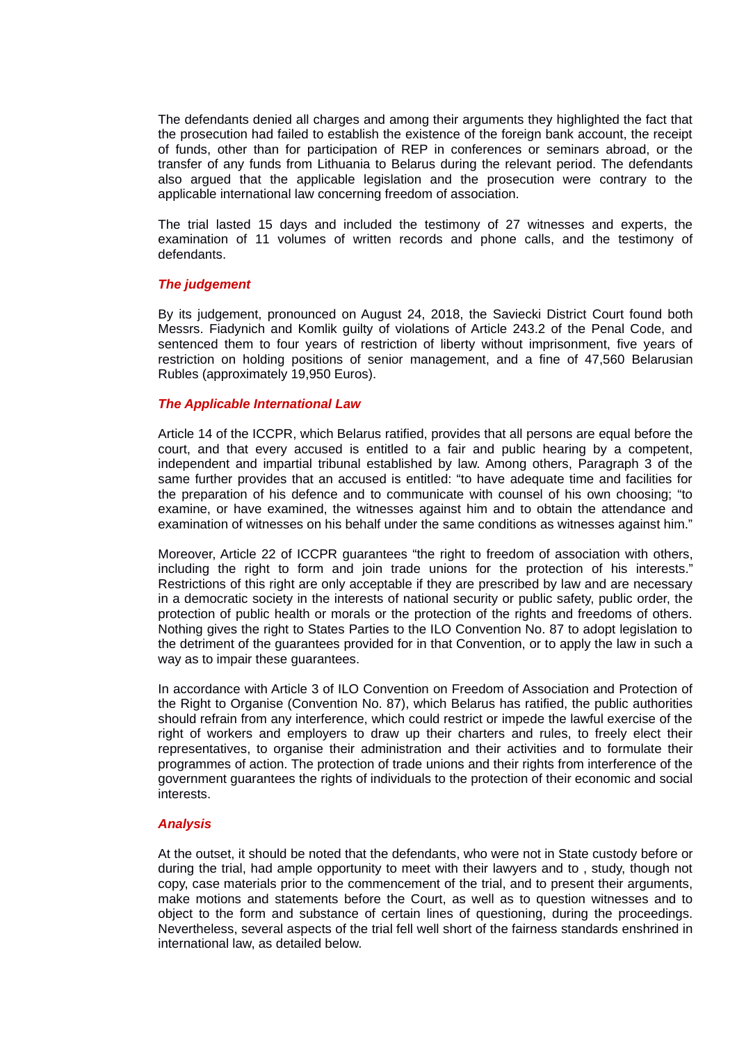The defendants denied all charges and among their arguments they highlighted the fact that the prosecution had failed to establish the existence of the foreign bank account, the receipt of funds, other than for participation of REP in conferences or seminars abroad, or the transfer of any funds from Lithuania to Belarus during the relevant period. The defendants also argued that the applicable legislation and the prosecution were contrary to the applicable international law concerning freedom of association.

The trial lasted 15 days and included the testimony of 27 witnesses and experts, the examination of 11 volumes of written records and phone calls, and the testimony of defendants.

### *The judgement*

By its judgement, pronounced on August 24, 2018, the Saviecki District Court found both Messrs. Fiadynich and Komlik guilty of violations of Article 243.2 of the Penal Code, and sentenced them to four years of restriction of liberty without imprisonment, five years of restriction on holding positions of senior management, and a fine of 47,560 Belarusian Rubles (approximately 19,950 Euros).

### *The Applicable International Law*

Article 14 of the ICCPR, which Belarus ratified, provides that all persons are equal before the court, and that every accused is entitled to a fair and public hearing by a competent, independent and impartial tribunal established by law. Among others, Paragraph 3 of the same further provides that an accused is entitled: "to have adequate time and facilities for the preparation of his defence and to communicate with counsel of his own choosing; "to examine, or have examined, the witnesses against him and to obtain the attendance and examination of witnesses on his behalf under the same conditions as witnesses against him."

Moreover, Article 22 of ICCPR guarantees "the right to freedom of association with others, including the right to form and join trade unions for the protection of his interests." Restrictions of this right are only acceptable if they are prescribed by law and are necessary in a democratic society in the interests of national security or public safety, public order, the protection of public health or morals or the protection of the rights and freedoms of others. Nothing gives the right to States Parties to the ILO Convention No. 87 to adopt legislation to the detriment of the guarantees provided for in that Convention, or to apply the law in such a way as to impair these guarantees.

In accordance with Article 3 of ILO Convention on Freedom of Association and Protection of the Right to Organise (Convention No. 87), which Belarus has ratified, the public authorities should refrain from any interference, which could restrict or impede the lawful exercise of the right of workers and employers to draw up their charters and rules, to freely elect their representatives, to organise their administration and their activities and to formulate their programmes of action. The protection of trade unions and their rights from interference of the government guarantees the rights of individuals to the protection of their economic and social interests.

### *Analysis*

At the outset, it should be noted that the defendants, who were not in State custody before or during the trial, had ample opportunity to meet with their lawyers and to , study, though not copy, case materials prior to the commencement of the trial, and to present their arguments, make motions and statements before the Court, as well as to question witnesses and to object to the form and substance of certain lines of questioning, during the proceedings. Nevertheless, several aspects of the trial fell well short of the fairness standards enshrined in international law, as detailed below.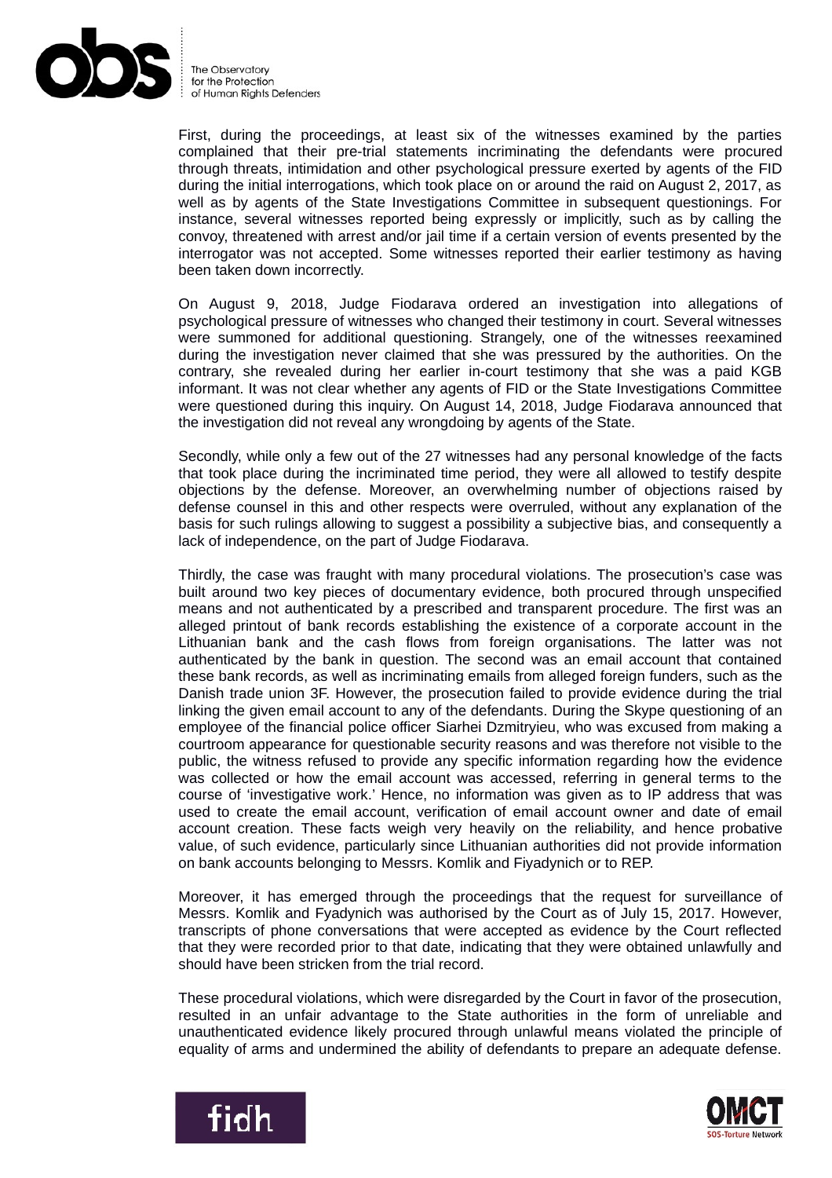First, during the proceedings, at least six of the witnesses examined by the parties complained that their pre-trial statements incriminating the defendants were procured through threats, intimidation and other psychological pressure exerted by agents of the FID during the initial interrogations, which took place on or around the raid on August 2, 2017, as well as by agents of the State Investigations Committee in subsequent questionings. For instance, several witnesses reported being expressly or implicitly, such as by calling the convoy, threatened with arrest and/or jail time if a certain version of events presented by the interrogator was not accepted. Some witnesses reported their earlier testimony as having been taken down incorrectly.

On August 9, 2018, Judge Fiodarava ordered an investigation into allegations of psychological pressure of witnesses who changed their testimony in court. Several witnesses were summoned for additional questioning. Strangely, one of the witnesses reexamined during the investigation never claimed that she was pressured by the authorities. On the contrary, she revealed during her earlier in-court testimony that she was a paid KGB informant. It was not clear whether any agents of FID or the State Investigations Committee were questioned during this inquiry. On August 14, 2018, Judge Fiodarava announced that the investigation did not reveal any wrongdoing by agents of the State.

Secondly, while only a few out of the 27 witnesses had any personal knowledge of the facts that took place during the incriminated time period, they were all allowed to testify despite objections by the defense. Moreover, an overwhelming number of objections raised by defense counsel in this and other respects were overruled, without any explanation of the basis for such rulings allowing to suggest a possibility a subjective bias, and consequently a lack of independence, on the part of Judge Fiodarava.

Thirdly, the case was fraught with many procedural violations. The prosecution's case was built around two key pieces of documentary evidence, both procured through unspecified means and not authenticated by a prescribed and transparent procedure. The first was an alleged printout of bank records establishing the existence of a corporate account in the Lithuanian bank and the cash flows from foreign organisations. The latter was not authenticated by the bank in question. The second was an email account that contained these bank records, as well as incriminating emails from alleged foreign funders, such as the Danish trade union 3F. However, the prosecution failed to provide evidence during the trial linking the given email account to any of the defendants. During the Skype questioning of an employee of the financial police officer Siarhei Dzmitryieu, who was excused from making a courtroom appearance for questionable security reasons and was therefore not visible to the public, the witness refused to provide any specific information regarding how the evidence was collected or how the email account was accessed, referring in general terms to the course of 'investigative work.' Hence, no information was given as to IP address that was used to create the email account, verification of email account owner and date of email account creation. These facts weigh very heavily on the reliability, and hence probative value, of such evidence, particularly since Lithuanian authorities did not provide information on bank accounts belonging to Messrs. Komlik and Fiyadynich or to REP.

Moreover, it has emerged through the proceedings that the request for surveillance of Messrs. Komlik and Fyadynich was authorised by the Court as of July 15, 2017. However, transcripts of phone conversations that were accepted as evidence by the Court reflected that they were recorded prior to that date, indicating that they were obtained unlawfully and should have been stricken from the trial record.

These procedural violations, which were disregarded by the Court in favor of the prosecution, resulted in an unfair advantage to the State authorities in the form of unreliable and unauthenticated evidence likely procured through unlawful means violated the principle of equality of arms and undermined the ability of defendants to prepare an adequate defense.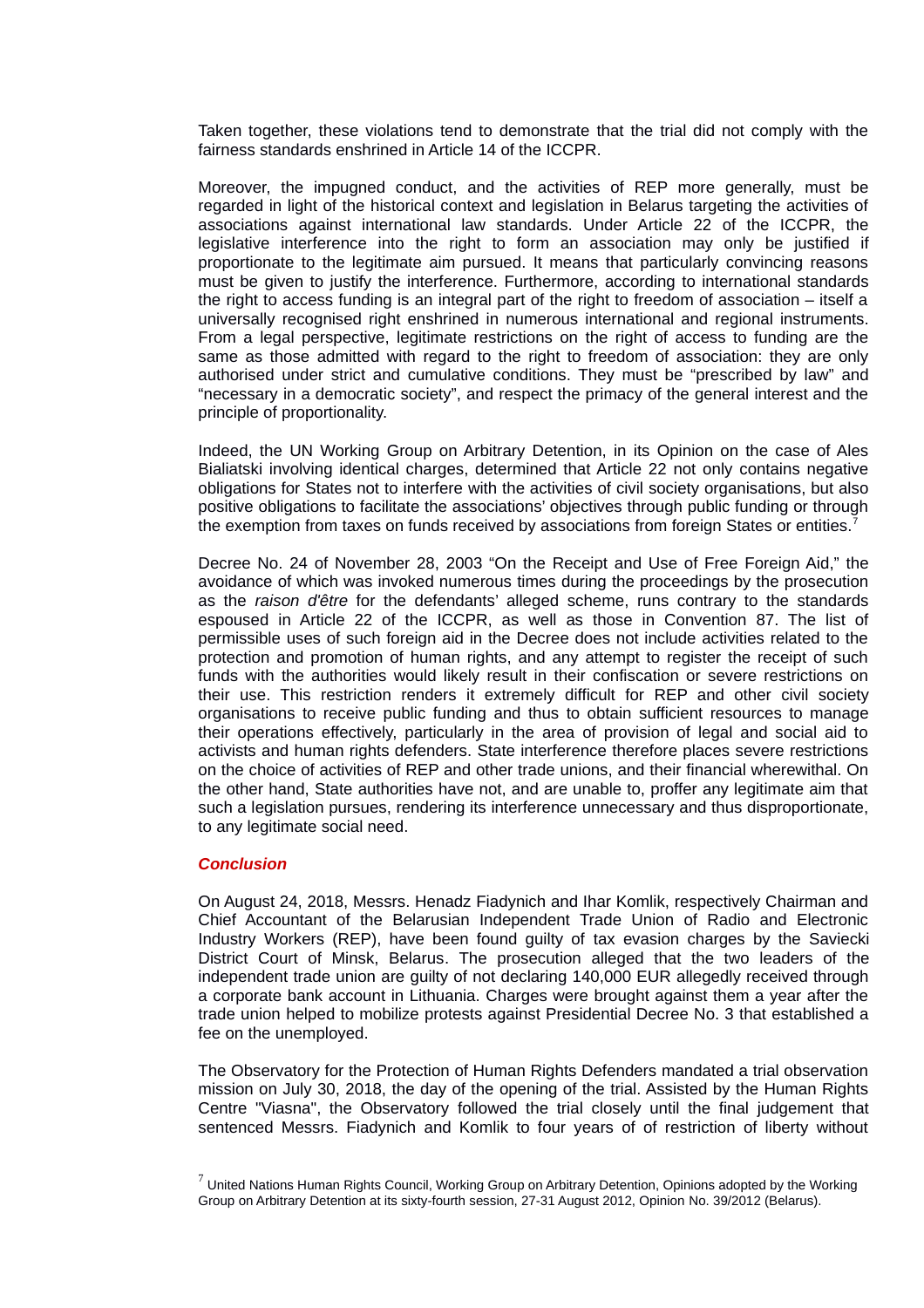Taken together, these violations tend to demonstrate that the trial did not comply with the fairness standards enshrined in Article 14 of the ICCPR.

Moreover, the impugned conduct, and the activities of REP more generally, must be regarded in light of the historical context and legislation in Belarus targeting the activities of associations against international law standards. Under Article 22 of the ICCPR, the legislative interference into the right to form an association may only be justified if proportionate to the legitimate aim pursued. It means that particularly convincing reasons must be given to justify the interference. Furthermore, according to international standards the right to access funding is an integral part of the right to freedom of association – itself a universally recognised right enshrined in numerous international and regional instruments. From a legal perspective, legitimate restrictions on the right of access to funding are the same as those admitted with regard to the right to freedom of association: they are only authorised under strict and cumulative conditions. They must be "prescribed by law" and "necessary in a democratic society", and respect the primacy of the general interest and the principle of proportionality.

Indeed, the UN Working Group on Arbitrary Detention, in its Opinion on the case of Ales Bialiatski involving identical charges, determined that Article 22 not only contains negative obligations for States not to interfere with the activities of civil society organisations, but also positive obligations to facilitate the associations' objectives through public funding or through the exemption from taxes on funds received by associations from foreign States or entities.[7]

Decree No. 24 of November 28, 2003 "On the Receipt and Use of Free Foreign Aid," the avoidance of which was invoked numerous times during the proceedings by the prosecution as the *raison d'être* for the defendants' alleged scheme, runs contrary to the standards espoused in Article 22 of the ICCPR, as well as those in Convention 87. The list of permissible uses of such foreign aid in the Decree does not include activities related to the protection and promotion of human rights, and any attempt to register the receipt of such funds with the authorities would likely result in their confiscation or severe restrictions on their use. This restriction renders it extremely difficult for REP and other civil society organisations to receive public funding and thus to obtain sufficient resources to manage their operations effectively, particularly in the area of provision of legal and social aid to activists and human rights defenders. State interference therefore places severe restrictions on the choice of activities of REP and other trade unions, and their financial wherewithal. On the other hand, State authorities have not, and are unable to, proffer any legitimate aim that such a legislation pursues, rendering its interference unnecessary and thus disproportionate, to any legitimate social need.

### *Conclusion*

On August 24, 2018, Messrs. Henadz Fiadynich and Ihar Komlik, respectively Chairman and Chief Accountant of the Belarusian Independent Trade Union of Radio and Electronic Industry Workers (REP), have been found guilty of tax evasion charges by the Saviecki District Court of Minsk, Belarus. The prosecution alleged that the two leaders of the independent trade union are guilty of not declaring 140,000 EUR allegedly received through a corporate bank account in Lithuania. Charges were brought against them a year after the trade union helped to mobilize protests against Presidential Decree No. 3 that established a fee on the unemployed.

The Observatory for the Protection of Human Rights Defenders mandated a trial observation mission on July 30, 2018, the day of the opening of the trial. Assisted by the Human Rights Centre "Viasna", the Observatory followed the trial closely until the final judgement that sentenced Messrs. Fiadynich and Komlik to four years of of restriction of liberty without

[7] United Nations Human Rights Council, Working Group on Arbitrary Detention, Opinions adopted by the Working Group on Arbitrary Detention at its sixty-fourth session, 27-31 August 2012, Opinion No. 39/2012 (Belarus).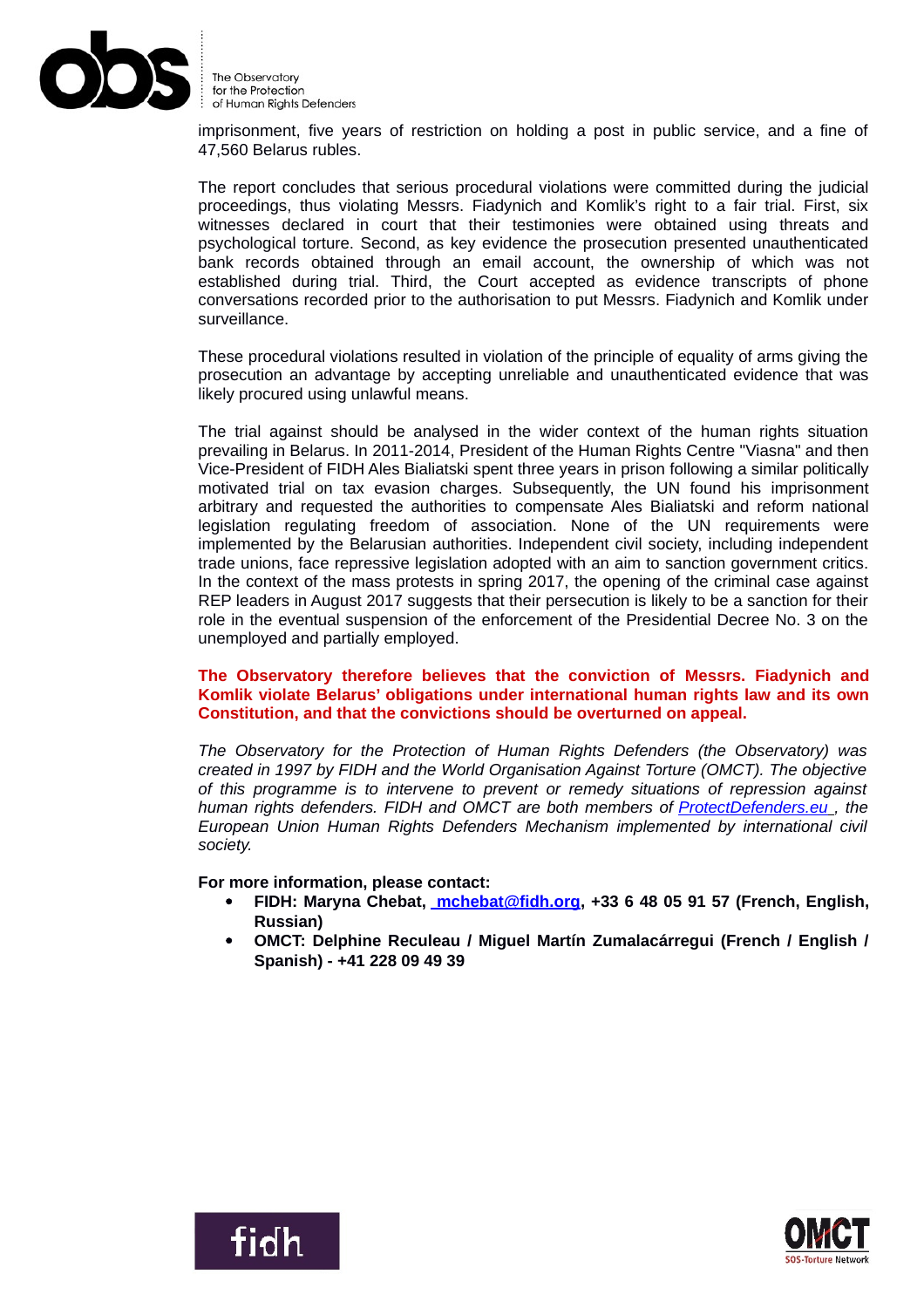imprisonment, five years of restriction on holding a post in public service, and a fine of 47,560 Belarus rubles.

The report concludes that serious procedural violations were committed during the judicial proceedings, thus violating Messrs. Fiadynich and Komlik's right to a fair trial. First, six witnesses declared in court that their testimonies were obtained using threats and psychological torture. Second, as key evidence the prosecution presented unauthenticated bank records obtained through an email account, the ownership of which was not established during trial. Third, the Court accepted as evidence transcripts of phone conversations recorded prior to the authorisation to put Messrs. Fiadynich and Komlik under surveillance.

These procedural violations resulted in violation of the principle of equality of arms giving the prosecution an advantage by accepting unreliable and unauthenticated evidence that was likely procured using unlawful means.

The trial against should be analysed in the wider context of the human rights situation prevailing in Belarus. In 2011-2014, President of the Human Rights Centre "Viasna" and then Vice-President of FIDH Ales Bialiatski spent three years in prison following a similar politically motivated trial on tax evasion charges. Subsequently, the UN found his imprisonment arbitrary and requested the authorities to compensate Ales Bialiatski and reform national legislation regulating freedom of association. None of the UN requirements were implemented by the Belarusian authorities. Independent civil society, including independent trade unions, face repressive legislation adopted with an aim to sanction government critics. In the context of the mass protests in spring 2017, the opening of the criminal case against REP leaders in August 2017 suggests that their persecution is likely to be a sanction for their role in the eventual suspension of the enforcement of the Presidential Decree No. 3 on the unemployed and partially employed.

**The Observatory therefore believes that the conviction of Messrs. Fiadynich and Komlik violate Belarus' obligations under international human rights law and its own Constitution, and that the convictions should be overturned on appeal.**

*The Observatory for the Protection of Human Rights Defenders (the Observatory) was created in 1997 by FIDH and the World Organisation Against Torture (OMCT). The objective of this programme is to intervene to prevent or remedy situations of repression against human rights defenders. FIDH and OMCT are both members of ProtectDefenders.eu , the European Union Human Rights Defenders Mechanism implemented by international civil society.*

**For more information, please contact:**

- **FIDH: Maryna Chebat, mchebat@fidh.org, +33 6 48 05 91 57 (French, English, Russian)**
- **OMCT: Delphine Reculeau / Miguel Martín Zumalacárregui (French / English / Spanish) - +41 228 09 49 39**